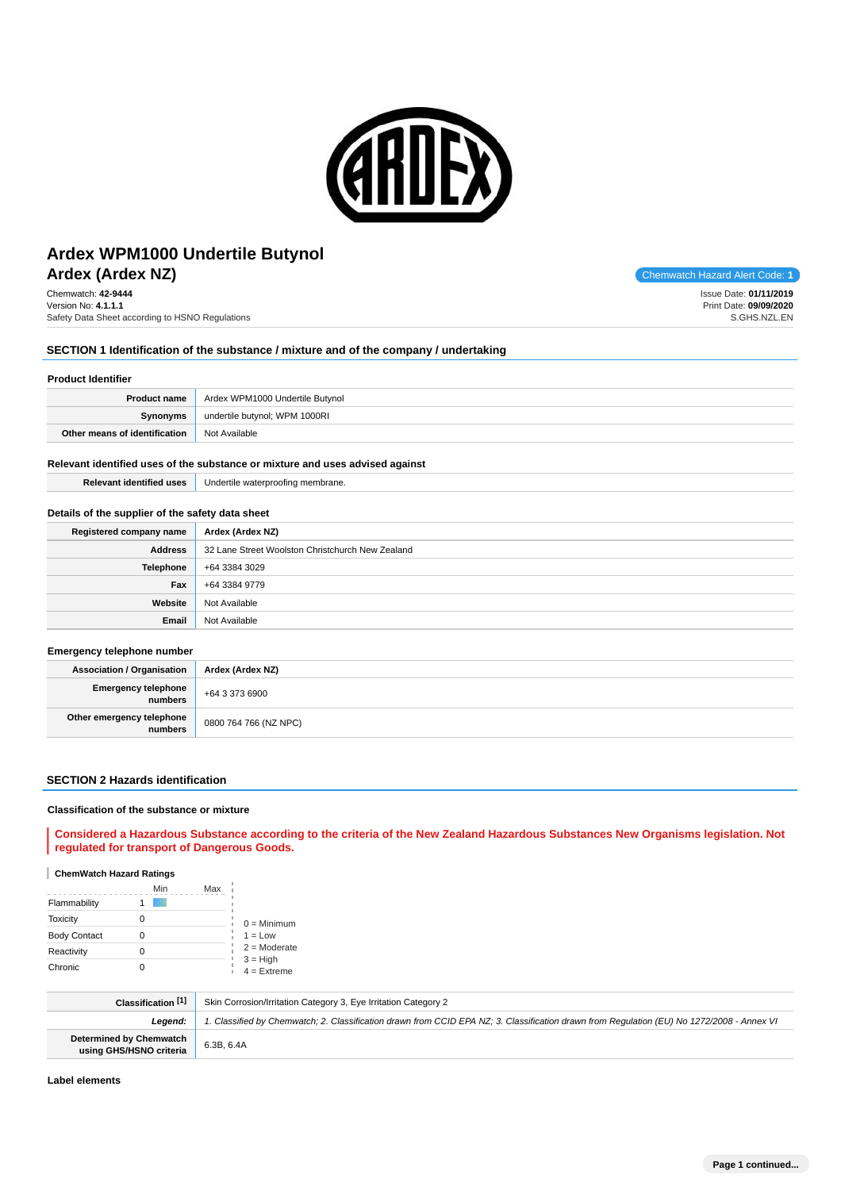# Ardex WPM1000 Undertile Butynol

## Ardex (Ardex NZ)

Chemwatch Hazard Alert Code: **1**

Chemwatch: **42-9444**
Version No: **4.1.1.1**
Safety Data Sheet according to HSNO Regulations

Issue Date: **01/11/2019**
Print Date: **09/09/2020**
S.GHS.NZL.EN

## SECTION 1 Identification of the substance / mixture and of the company / undertaking

### Product Identifier

| | |
|---|---|
| **Product name** | Ardex WPM1000 Undertile Butynol |
| **Synonyms** | undertile butynol; WPM 1000RI |
| **Other means of identification** | Not Available |

### Relevant identified uses of the substance or mixture and uses advised against

| | |
|---|---|
| **Relevant identified uses** | Undertile waterproofing membrane. |

### Details of the supplier of the safety data sheet

| | |
|---|---|
| **Registered company name** | **Ardex (Ardex NZ)** |
| **Address** | 32 Lane Street Woolston Christchurch New Zealand |
| **Telephone** | +64 3384 3029 |
| **Fax** | +64 3384 9779 |
| **Website** | Not Available |
| **Email** | Not Available |

### Emergency telephone number

| | |
|---|---|
| **Association / Organisation** | **Ardex (Ardex NZ)** |
| **Emergency telephone numbers** | +64 3 373 6900 |
| **Other emergency telephone numbers** | 0800 764 766 (NZ NPC) |

## SECTION 2 Hazards identification

### Classification of the substance or mixture

**Considered a Hazardous Substance according to the criteria of the New Zealand Hazardous Substances New Organisms legislation. Not regulated for transport of Dangerous Goods.**

**ChemWatch Hazard Ratings**

| | Min | Max |
|---|---|---|
| Flammability | 1 | |
| Toxicity | 0 | |
| Body Contact | 0 | |
| Reactivity | 0 | |
| Chronic | 0 | |

0 = Minimum
1 = Low
2 = Moderate
3 = High
4 = Extreme

| | |
|---|---|
| **Classification [1]** | Skin Corrosion/Irritation Category 3, Eye Irritation Category 2 |
| ***Legend:*** | *1. Classified by Chemwatch; 2. Classification drawn from CCID EPA NZ; 3. Classification drawn from Regulation (EU) No 1272/2008 - Annex VI* |
| **Determined by Chemwatch using GHS/HSNO criteria** | 6.3B, 6.4A |

### Label elements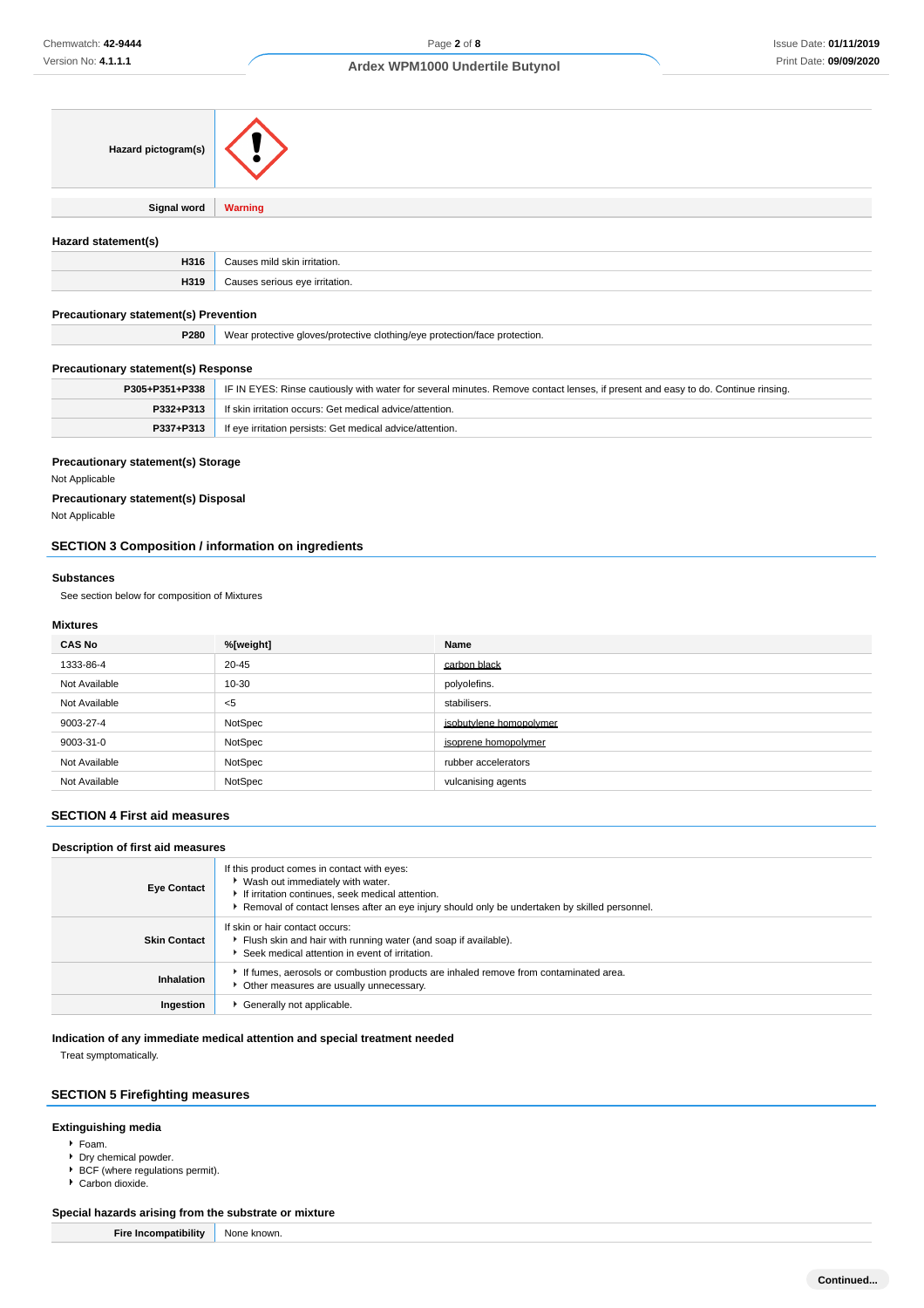| | |
|---|---|
| **Hazard pictogram(s)** | |
| **Signal word** | **Warning** |

### Hazard statement(s)

| | |
|---|---|
| **H316** | Causes mild skin irritation. |
| **H319** | Causes serious eye irritation. |

### Precautionary statement(s) Prevention

| | |
|---|---|
| **P280** | Wear protective gloves/protective clothing/eye protection/face protection. |

### Precautionary statement(s) Response

| | |
|---|---|
| **P305+P351+P338** | IF IN EYES: Rinse cautiously with water for several minutes. Remove contact lenses, if present and easy to do. Continue rinsing. |
| **P332+P313** | If skin irritation occurs: Get medical advice/attention. |
| **P337+P313** | If eye irritation persists: Get medical advice/attention. |

### Precautionary statement(s) Storage

Not Applicable

### Precautionary statement(s) Disposal

Not Applicable

## SECTION 3 Composition / information on ingredients

### Substances

See section below for composition of Mixtures

### Mixtures

| CAS No | %[weight] | Name |
|---|---|---|
| 1333-86-4 | 20-45 | carbon black |
| Not Available | 10-30 | polyolefins. |
| Not Available | <5 | stabilisers. |
| 9003-27-4 | NotSpec | isobutylene homopolymer |
| 9003-31-0 | NotSpec | isoprene homopolymer |
| Not Available | NotSpec | rubber accelerators |
| Not Available | NotSpec | vulcanising agents |

## SECTION 4 First aid measures

### Description of first aid measures

| | |
|---|---|
| **Eye Contact** | If this product comes in contact with eyes:<br>- Wash out immediately with water.<br>- If irritation continues, seek medical attention.<br>- Removal of contact lenses after an eye injury should only be undertaken by skilled personnel. |
| **Skin Contact** | If skin or hair contact occurs:<br>- Flush skin and hair with running water (and soap if available).<br>- Seek medical attention in event of irritation. |
| **Inhalation** | - If fumes, aerosols or combustion products are inhaled remove from contaminated area.<br>- Other measures are usually unnecessary. |
| **Ingestion** | - Generally not applicable. |

### Indication of any immediate medical attention and special treatment needed

Treat symptomatically.

## SECTION 5 Firefighting measures

### Extinguishing media

- Foam.
- Dry chemical powder.
- BCF (where regulations permit).
- Carbon dioxide.

### Special hazards arising from the substrate or mixture

| | |
|---|---|
| **Fire Incompatibility** | None known. |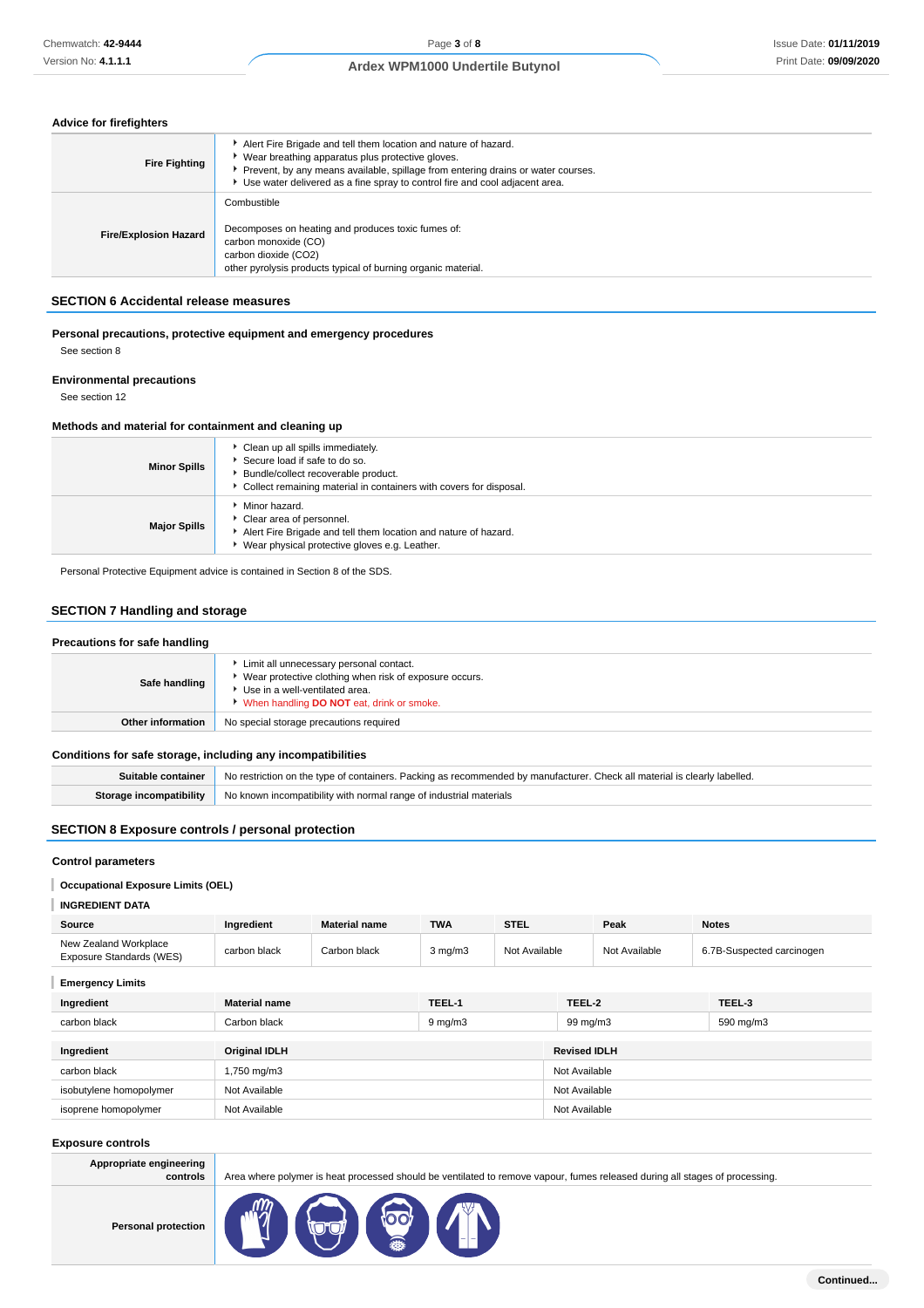### Advice for firefighters

| | |
|---|---|
| **Fire Fighting** | ▸ Alert Fire Brigade and tell them location and nature of hazard.<br>▸ Wear breathing apparatus plus protective gloves.<br>▸ Prevent, by any means available, spillage from entering drains or water courses.<br>▸ Use water delivered as a fine spray to control fire and cool adjacent area. |
| **Fire/Explosion Hazard** | Combustible<br><br>Decomposes on heating and produces toxic fumes of:<br>carbon monoxide (CO)<br>carbon dioxide (CO2)<br>other pyrolysis products typical of burning organic material. |

## SECTION 6 Accidental release measures

### Personal precautions, protective equipment and emergency procedures

See section 8

### Environmental precautions

See section 12

### Methods and material for containment and cleaning up

| | |
|---|---|
| **Minor Spills** | ▸ Clean up all spills immediately.<br>▸ Secure load if safe to do so.<br>▸ Bundle/collect recoverable product.<br>▸ Collect remaining material in containers with covers for disposal. |
| **Major Spills** | ▸ Minor hazard.<br>▸ Clear area of personnel.<br>▸ Alert Fire Brigade and tell them location and nature of hazard.<br>▸ Wear physical protective gloves e.g. Leather. |

Personal Protective Equipment advice is contained in Section 8 of the SDS.

## SECTION 7 Handling and storage

### Precautions for safe handling

| | |
|---|---|
| **Safe handling** | ▸ Limit all unnecessary personal contact.<br>▸ Wear protective clothing when risk of exposure occurs.<br>▸ Use in a well-ventilated area.<br>▸ When handling **DO NOT** eat, drink or smoke. |
| **Other information** | No special storage precautions required |

### Conditions for safe storage, including any incompatibilities

| | |
|---|---|
| **Suitable container** | No restriction on the type of containers. Packing as recommended by manufacturer. Check all material is clearly labelled. |
| **Storage incompatibility** | No known incompatibility with normal range of industrial materials |

## SECTION 8 Exposure controls / personal protection

### Control parameters

#### Occupational Exposure Limits (OEL)

**INGREDIENT DATA**

| Source | Ingredient | Material name | TWA | STEL | Peak | Notes |
|---|---|---|---|---|---|---|
| New Zealand Workplace Exposure Standards (WES) | carbon black | Carbon black | 3 mg/m3 | Not Available | Not Available | 6.7B-Suspected carcinogen |

**Emergency Limits**

| Ingredient | Material name | TEEL-1 | TEEL-2 | TEEL-3 |
|---|---|---|---|---|
| carbon black | Carbon black | 9 mg/m3 | 99 mg/m3 | 590 mg/m3 |

| Ingredient | Original IDLH | Revised IDLH |
|---|---|---|
| carbon black | 1,750 mg/m3 | Not Available |
| isobutylene homopolymer | Not Available | Not Available |
| isoprene homopolymer | Not Available | Not Available |

### Exposure controls

| | |
|---|---|
| **Appropriate engineering controls** | Area where polymer is heat processed should be ventilated to remove vapour, fumes released during all stages of processing. |
| **Personal protection** | |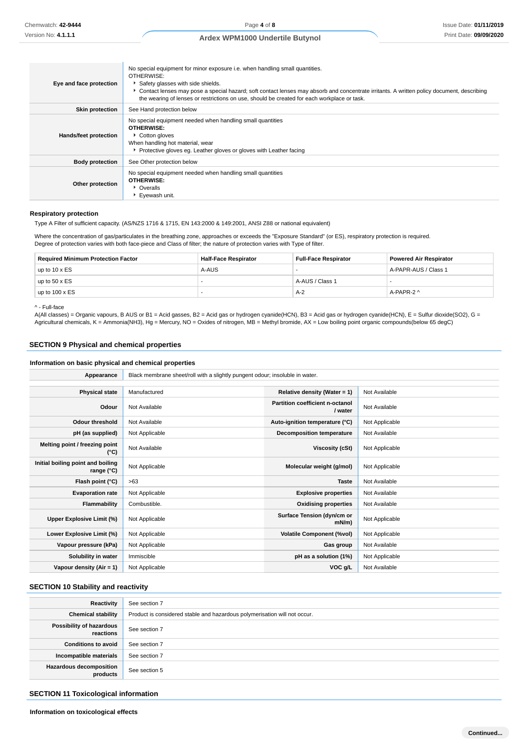| | |
|---|---|
| **Eye and face protection** | No special equipment for minor exposure i.e. when handling small quantities.<br>OTHERWISE:<br>‣ Safety glasses with side shields.<br>‣ Contact lenses may pose a special hazard; soft contact lenses may absorb and concentrate irritants. A written policy document, describing the wearing of lenses or restrictions on use, should be created for each workplace or task. |
| **Skin protection** | See Hand protection below |
| **Hands/feet protection** | No special equipment needed when handling small quantities<br>**OTHERWISE:**<br>‣ Cotton gloves<br>When handling hot material, wear<br>‣ Protective gloves eg. Leather gloves or gloves with Leather facing |
| **Body protection** | See Other protection below |
| **Other protection** | No special equipment needed when handling small quantities<br>**OTHERWISE:**<br>‣ Overalls<br>‣ Eyewash unit. |

### Respiratory protection

Type A Filter of sufficient capacity. (AS/NZS 1716 & 1715, EN 143:2000 & 149:2001, ANSI Z88 or national equivalent)

Where the concentration of gas/particulates in the breathing zone, approaches or exceeds the "Exposure Standard" (or ES), respiratory protection is required.
Degree of protection varies with both face-piece and Class of filter; the nature of protection varies with Type of filter.

| Required Minimum Protection Factor | Half-Face Respirator | Full-Face Respirator | Powered Air Respirator |
|---|---|---|---|
| up to 10 x ES | A-AUS | - | A-PAPR-AUS / Class 1 |
| up to 50 x ES | - | A-AUS / Class 1 | - |
| up to 100 x ES | - | A-2 | A-PAPR-2 ^ |

^ - Full-face
A(All classes) = Organic vapours, B AUS or B1 = Acid gasses, B2 = Acid gas or hydrogen cyanide(HCN), B3 = Acid gas or hydrogen cyanide(HCN), E = Sulfur dioxide($SO_2$), G = Agricultural chemicals, K = Ammonia($NH_3$), Hg = Mercury, NO = Oxides of nitrogen, MB = Methyl bromide, AX = Low boiling point organic compounds(below 65 degC)

## SECTION 9 Physical and chemical properties

### Information on basic physical and chemical properties

| | |
|---|---|
| **Appearance** | Black membrane sheet/roll with a slightly pungent odour; insoluble in water. |

| | | | |
|---|---|---|---|
| **Physical state** | Manufactured | **Relative density (Water = 1)** | Not Available |
| **Odour** | Not Available | **Partition coefficient n-octanol / water** | Not Available |
| **Odour threshold** | Not Available | **Auto-ignition temperature (°C)** | Not Applicable |
| **pH (as supplied)** | Not Applicable | **Decomposition temperature** | Not Available |
| **Melting point / freezing point (°C)** | Not Available | **Viscosity (cSt)** | Not Applicable |
| **Initial boiling point and boiling range (°C)** | Not Applicable | **Molecular weight (g/mol)** | Not Applicable |
| **Flash point (°C)** | >63 | **Taste** | Not Available |
| **Evaporation rate** | Not Applicable | **Explosive properties** | Not Available |
| **Flammability** | Combustible. | **Oxidising properties** | Not Available |
| **Upper Explosive Limit (%)** | Not Applicable | **Surface Tension (dyn/cm or mN/m)** | Not Applicable |
| **Lower Explosive Limit (%)** | Not Applicable | **Volatile Component (%vol)** | Not Applicable |
| **Vapour pressure (kPa)** | Not Applicable | **Gas group** | Not Available |
| **Solubility in water** | Immiscible | **pH as a solution (1%)** | Not Applicable |
| **Vapour density (Air = 1)** | Not Applicable | **VOC g/L** | Not Available |

## SECTION 10 Stability and reactivity

| | |
|---|---|
| **Reactivity** | See section 7 |
| **Chemical stability** | Product is considered stable and hazardous polymerisation will not occur. |
| **Possibility of hazardous reactions** | See section 7 |
| **Conditions to avoid** | See section 7 |
| **Incompatible materials** | See section 7 |
| **Hazardous decomposition products** | See section 5 |

## SECTION 11 Toxicological information

### Information on toxicological effects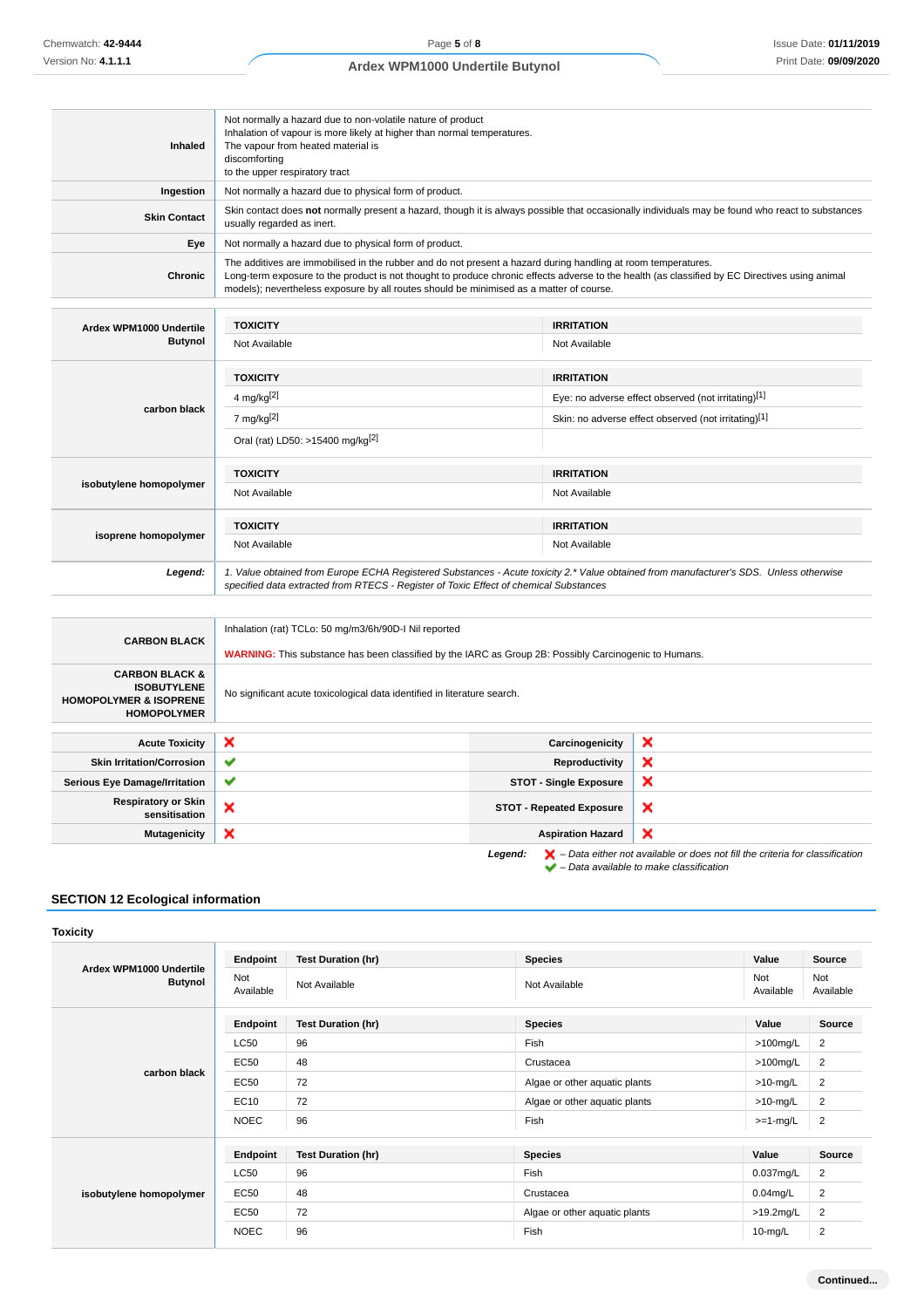| | |
|---|---|
| **Inhaled** | Not normally a hazard due to non-volatile nature of product<br>Inhalation of vapour is more likely at higher than normal temperatures.<br>The vapour from heated material is<br>discomforting<br>to the upper respiratory tract |
| **Ingestion** | Not normally a hazard due to physical form of product. |
| **Skin Contact** | Skin contact does **not** normally present a hazard, though it is always possible that occasionally individuals may be found who react to substances usually regarded as inert. |
| **Eye** | Not normally a hazard due to physical form of product. |
| **Chronic** | The additives are immobilised in the rubber and do not present a hazard during handling at room temperatures.<br>Long-term exposure to the product is not thought to produce chronic effects adverse to the health (as classified by EC Directives using animal models); nevertheless exposure by all routes should be minimised as a matter of course. |

| | TOXICITY | IRRITATION |
|---|---|---|
| **Ardex WPM1000 Undertile Butynol** | Not Available | Not Available |
| **carbon black** | **TOXICITY** | **IRRITATION** |
| | 4 mg/kg[2] | Eye: no adverse effect observed (not irritating)[1] |
| | 7 mg/kg[2] | Skin: no adverse effect observed (not irritating)[1] |
| | Oral (rat) LD50: >15400 mg/kg[2] | |
| **isobutylene homopolymer** | **TOXICITY** | **IRRITATION** |
| | Not Available | Not Available |
| **isoprene homopolymer** | **TOXICITY** | **IRRITATION** |
| | Not Available | Not Available |
| ***Legend:*** | *1. Value obtained from Europe ECHA Registered Substances - Acute toxicity 2.\* Value obtained from manufacturer's SDS. Unless otherwise specified data extracted from RTECS - Register of Toxic Effect of chemical Substances* | |

| | |
|---|---|
| **CARBON BLACK** | Inhalation (rat) TCLo: 50 mg/m3/6h/90D-I Nil reported<br>**WARNING:** This substance has been classified by the IARC as Group 2B: Possibly Carcinogenic to Humans. |
| **CARBON BLACK & ISOBUTYLENE HOMOPOLYMER & ISOPRENE HOMOPOLYMER** | No significant acute toxicological data identified in literature search. |

| | | | |
|---|---|---|---|
| **Acute Toxicity** | ✘ | **Carcinogenicity** | ✘ |
| **Skin Irritation/Corrosion** | ✔ | **Reproductivity** | ✘ |
| **Serious Eye Damage/Irritation** | ✔ | **STOT - Single Exposure** | ✘ |
| **Respiratory or Skin sensitisation** | ✘ | **STOT - Repeated Exposure** | ✘ |
| **Mutagenicity** | ✘ | **Aspiration Hazard** | ✘ |

***Legend:*** ✘ *– Data either not available or does not fill the criteria for classification*
✔ *– Data available to make classification*

## SECTION 12 Ecological information

### Toxicity

| | Endpoint | Test Duration (hr) | Species | Value | Source |
|---|---|---|---|---|---|
| **Ardex WPM1000 Undertile Butynol** | Not Available | Not Available | Not Available | Not Available | Not Available |
| **carbon black** | **Endpoint** | **Test Duration (hr)** | **Species** | **Value** | **Source** |
| | LC50 | 96 | Fish | >100mg/L | 2 |
| | EC50 | 48 | Crustacea | >100mg/L | 2 |
| | EC50 | 72 | Algae or other aquatic plants | >10-mg/L | 2 |
| | EC10 | 72 | Algae or other aquatic plants | >10-mg/L | 2 |
| | NOEC | 96 | Fish | >=1-mg/L | 2 |
| **isobutylene homopolymer** | **Endpoint** | **Test Duration (hr)** | **Species** | **Value** | **Source** |
| | LC50 | 96 | Fish | 0.037mg/L | 2 |
| | EC50 | 48 | Crustacea | 0.04mg/L | 2 |
| | EC50 | 72 | Algae or other aquatic plants | >19.2mg/L | 2 |
| | NOEC | 96 | Fish | 10-mg/L | 2 |

**Continued...**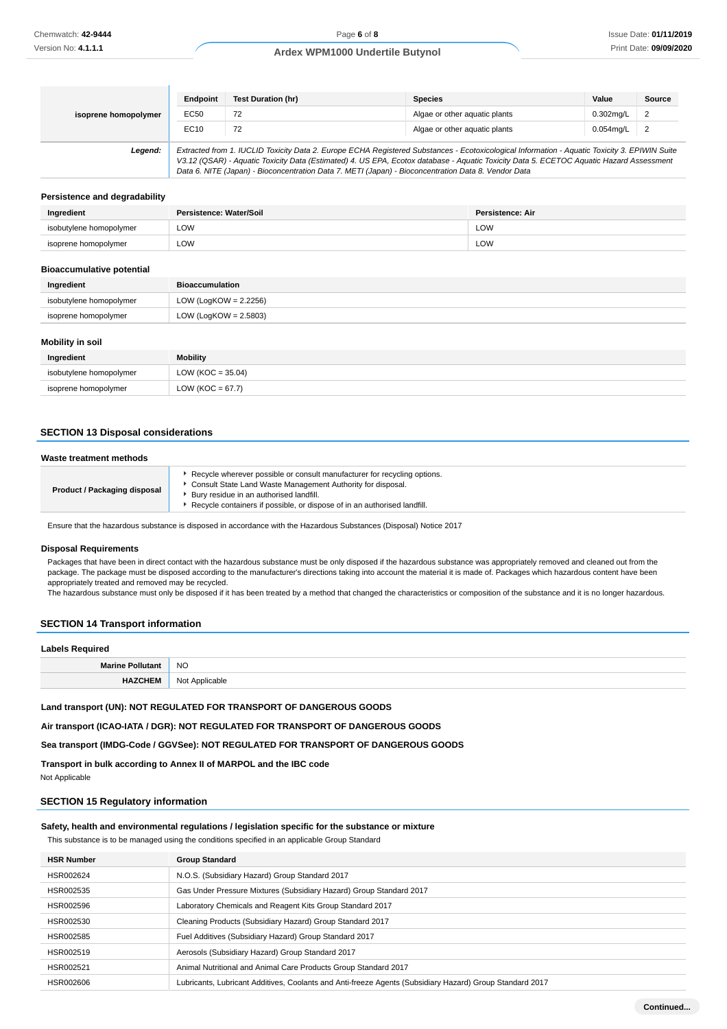| | Endpoint | Test Duration (hr) | Species | Value | Source |
|---|---|---|---|---|---|
| isoprene homopolymer | EC50 | 72 | Algae or other aquatic plants | 0.302mg/L | 2 |
| | EC10 | 72 | Algae or other aquatic plants | 0.054mg/L | 2 |
| ***Legend:*** | *Extracted from 1. IUCLID Toxicity Data 2. Europe ECHA Registered Substances - Ecotoxicological Information - Aquatic Toxicity 3. EPIWIN Suite V3.12 (QSAR) - Aquatic Toxicity Data (Estimated) 4. US EPA, Ecotox database - Aquatic Toxicity Data 5. ECETOC Aquatic Hazard Assessment Data 6. NITE (Japan) - Bioconcentration Data 7. METI (Japan) - Bioconcentration Data 8. Vendor Data* | | | | |

### Persistence and degradability

| Ingredient | Persistence: Water/Soil | Persistence: Air |
|---|---|---|
| isobutylene homopolymer | LOW | LOW |
| isoprene homopolymer | LOW | LOW |

### Bioaccumulative potential

| Ingredient | Bioaccumulation |
|---|---|
| isobutylene homopolymer | LOW (LogKOW = 2.2256) |
| isoprene homopolymer | LOW (LogKOW = 2.5803) |

### Mobility in soil

| Ingredient | Mobility |
|---|---|
| isobutylene homopolymer | LOW (KOC = 35.04) |
| isoprene homopolymer | LOW (KOC = 67.7) |

## SECTION 13 Disposal considerations

### Waste treatment methods

| | |
|---|---|
| **Product / Packaging disposal** | ▸ Recycle wherever possible or consult manufacturer for recycling options.<br>▸ Consult State Land Waste Management Authority for disposal.<br>▸ Bury residue in an authorised landfill.<br>▸ Recycle containers if possible, or dispose of in an authorised landfill. |

Ensure that the hazardous substance is disposed in accordance with the Hazardous Substances (Disposal) Notice 2017

### Disposal Requirements

Packages that have been in direct contact with the hazardous substance must be only disposed if the hazardous substance was appropriately removed and cleaned out from the package. The package must be disposed according to the manufacturer's directions taking into account the material it is made of. Packages which hazardous content have been appropriately treated and removed may be recycled.
The hazardous substance must only be disposed if it has been treated by a method that changed the characteristics or composition of the substance and it is no longer hazardous.

## SECTION 14 Transport information

### Labels Required

| | |
|---|---|
| **Marine Pollutant** | NO |
| **HAZCHEM** | Not Applicable |

**Land transport (UN): NOT REGULATED FOR TRANSPORT OF DANGEROUS GOODS**

**Air transport (ICAO-IATA / DGR): NOT REGULATED FOR TRANSPORT OF DANGEROUS GOODS**

**Sea transport (IMDG-Code / GGVSee): NOT REGULATED FOR TRANSPORT OF DANGEROUS GOODS**

**Transport in bulk according to Annex II of MARPOL and the IBC code**

Not Applicable

## SECTION 15 Regulatory information

### Safety, health and environmental regulations / legislation specific for the substance or mixture

This substance is to be managed using the conditions specified in an applicable Group Standard

| HSR Number | Group Standard |
|---|---|
| HSR002624 | N.O.S. (Subsidiary Hazard) Group Standard 2017 |
| HSR002535 | Gas Under Pressure Mixtures (Subsidiary Hazard) Group Standard 2017 |
| HSR002596 | Laboratory Chemicals and Reagent Kits Group Standard 2017 |
| HSR002530 | Cleaning Products (Subsidiary Hazard) Group Standard 2017 |
| HSR002585 | Fuel Additives (Subsidiary Hazard) Group Standard 2017 |
| HSR002519 | Aerosols (Subsidiary Hazard) Group Standard 2017 |
| HSR002521 | Animal Nutritional and Animal Care Products Group Standard 2017 |
| HSR002606 | Lubricants, Lubricant Additives, Coolants and Anti-freeze Agents (Subsidiary Hazard) Group Standard 2017 |

**Continued...**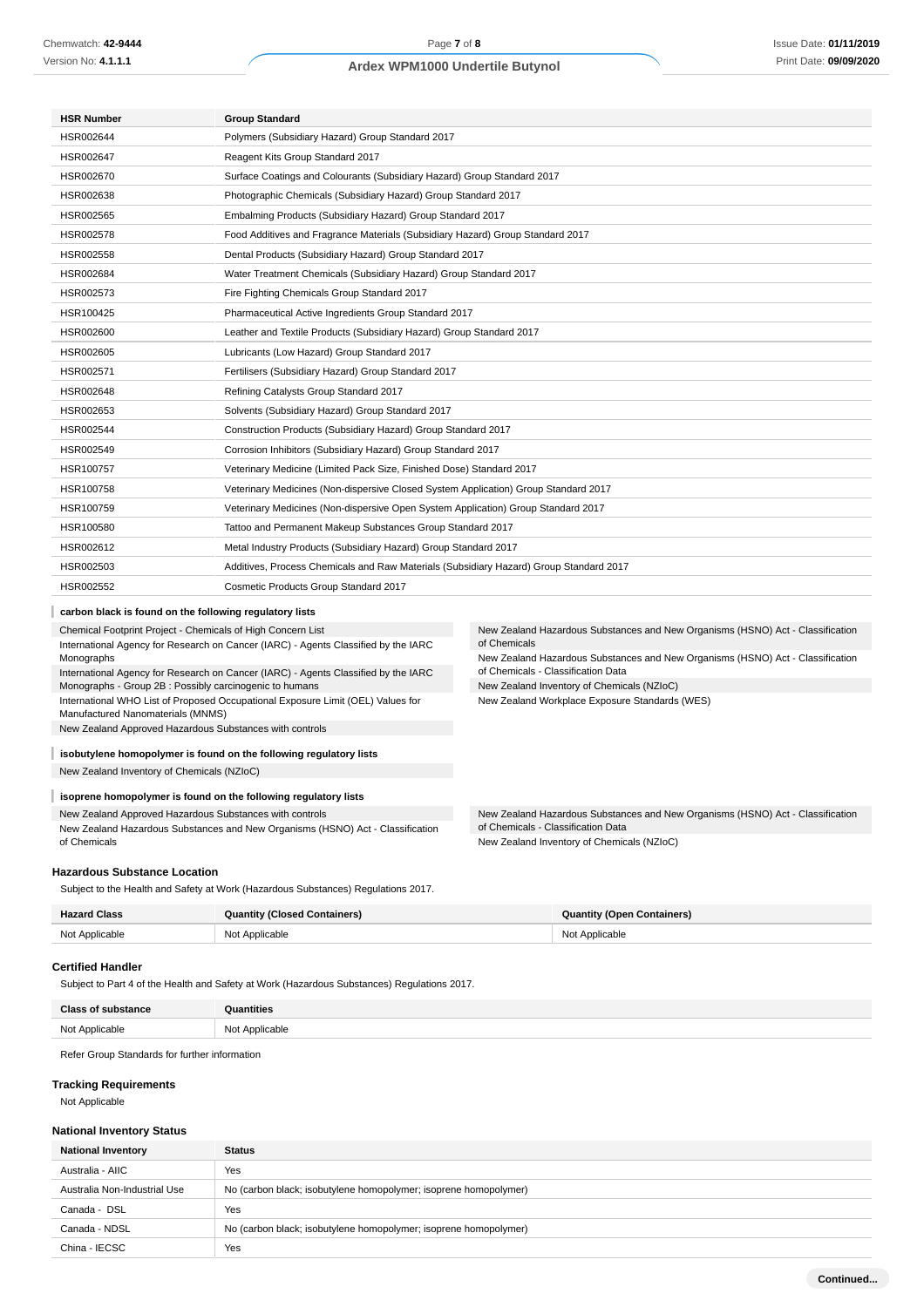| HSR Number | Group Standard |
| --- | --- |
| HSR002644 | Polymers (Subsidiary Hazard) Group Standard 2017 |
| HSR002647 | Reagent Kits Group Standard 2017 |
| HSR002670 | Surface Coatings and Colourants (Subsidiary Hazard) Group Standard 2017 |
| HSR002638 | Photographic Chemicals (Subsidiary Hazard) Group Standard 2017 |
| HSR002565 | Embalming Products (Subsidiary Hazard) Group Standard 2017 |
| HSR002578 | Food Additives and Fragrance Materials (Subsidiary Hazard) Group Standard 2017 |
| HSR002558 | Dental Products (Subsidiary Hazard) Group Standard 2017 |
| HSR002684 | Water Treatment Chemicals (Subsidiary Hazard) Group Standard 2017 |
| HSR002573 | Fire Fighting Chemicals Group Standard 2017 |
| HSR100425 | Pharmaceutical Active Ingredients Group Standard 2017 |
| HSR002600 | Leather and Textile Products (Subsidiary Hazard) Group Standard 2017 |
| HSR002605 | Lubricants (Low Hazard) Group Standard 2017 |
| HSR002571 | Fertilisers (Subsidiary Hazard) Group Standard 2017 |
| HSR002648 | Refining Catalysts Group Standard 2017 |
| HSR002653 | Solvents (Subsidiary Hazard) Group Standard 2017 |
| HSR002544 | Construction Products (Subsidiary Hazard) Group Standard 2017 |
| HSR002549 | Corrosion Inhibitors (Subsidiary Hazard) Group Standard 2017 |
| HSR100757 | Veterinary Medicine (Limited Pack Size, Finished Dose) Standard 2017 |
| HSR100758 | Veterinary Medicines (Non-dispersive Closed System Application) Group Standard 2017 |
| HSR100759 | Veterinary Medicines (Non-dispersive Open System Application) Group Standard 2017 |
| HSR100580 | Tattoo and Permanent Makeup Substances Group Standard 2017 |
| HSR002612 | Metal Industry Products (Subsidiary Hazard) Group Standard 2017 |
| HSR002503 | Additives, Process Chemicals and Raw Materials (Subsidiary Hazard) Group Standard 2017 |
| HSR002552 | Cosmetic Products Group Standard 2017 |

**carbon black is found on the following regulatory lists**

- Chemical Footprint Project - Chemicals of High Concern List
- International Agency for Research on Cancer (IARC) - Agents Classified by the IARC Monographs
- International Agency for Research on Cancer (IARC) - Agents Classified by the IARC Monographs - Group 2B : Possibly carcinogenic to humans
- International WHO List of Proposed Occupational Exposure Limit (OEL) Values for Manufactured Nanomaterials (MNMS)
- New Zealand Approved Hazardous Substances with controls
- New Zealand Hazardous Substances and New Organisms (HSNO) Act - Classification of Chemicals
- New Zealand Hazardous Substances and New Organisms (HSNO) Act - Classification of Chemicals - Classification Data
- New Zealand Inventory of Chemicals (NZIoC)
- New Zealand Workplace Exposure Standards (WES)

**isobutylene homopolymer is found on the following regulatory lists**

- New Zealand Inventory of Chemicals (NZIoC)

**isoprene homopolymer is found on the following regulatory lists**

- New Zealand Approved Hazardous Substances with controls
- New Zealand Hazardous Substances and New Organisms (HSNO) Act - Classification of Chemicals
- New Zealand Hazardous Substances and New Organisms (HSNO) Act - Classification of Chemicals - Classification Data
- New Zealand Inventory of Chemicals (NZIoC)

### Hazardous Substance Location

Subject to the Health and Safety at Work (Hazardous Substances) Regulations 2017.

| Hazard Class | Quantity (Closed Containers) | Quantity (Open Containers) |
| --- | --- | --- |
| Not Applicable | Not Applicable | Not Applicable |

### Certified Handler

Subject to Part 4 of the Health and Safety at Work (Hazardous Substances) Regulations 2017.

| Class of substance | Quantities |
| --- | --- |
| Not Applicable | Not Applicable |

Refer Group Standards for further information

### Tracking Requirements

Not Applicable

### National Inventory Status

| National Inventory | Status |
| --- | --- |
| Australia - AIIC | Yes |
| Australia Non-Industrial Use | No (carbon black; isobutylene homopolymer; isoprene homopolymer) |
| Canada - DSL | Yes |
| Canada - NDSL | No (carbon black; isobutylene homopolymer; isoprene homopolymer) |
| China - IECSC | Yes |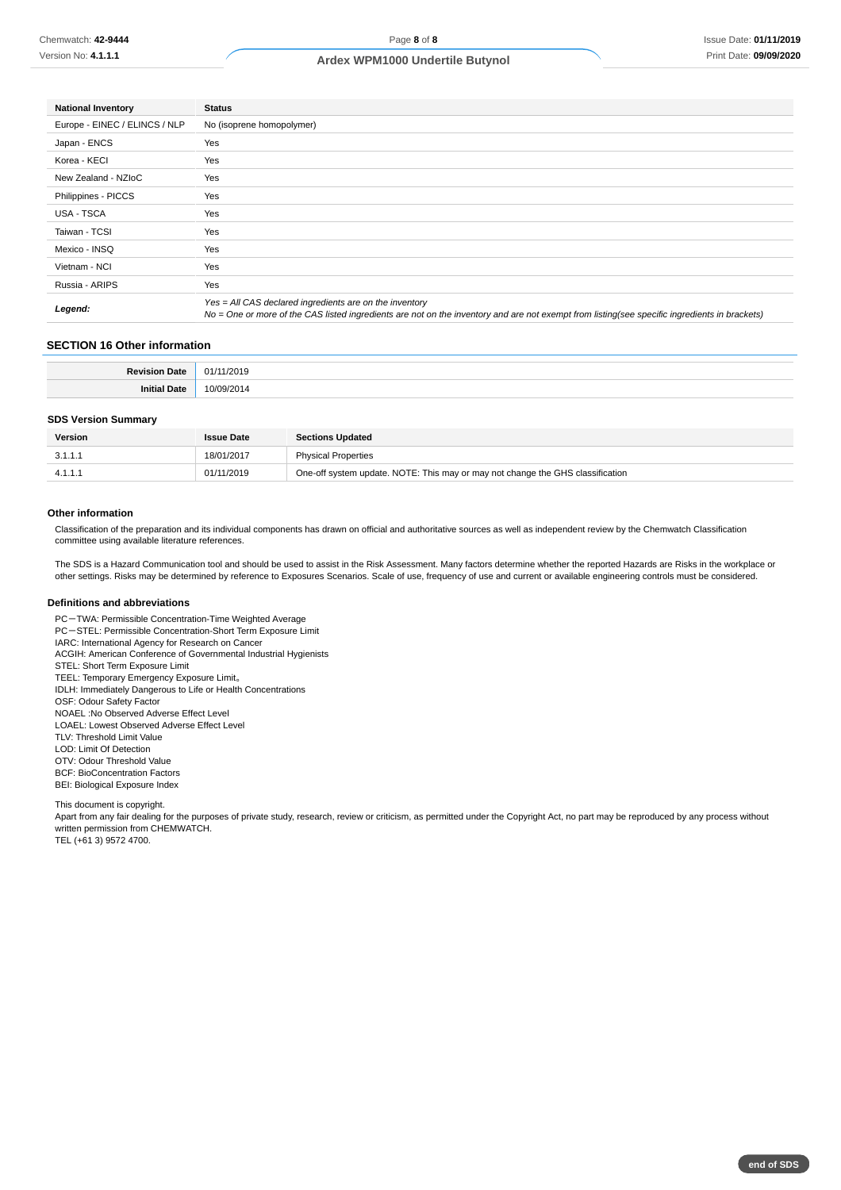| National Inventory | Status |
| --- | --- |
| Europe - EINEC / ELINCS / NLP | No (isoprene homopolymer) |
| Japan - ENCS | Yes |
| Korea - KECI | Yes |
| New Zealand - NZIoC | Yes |
| Philippines - PICCS | Yes |
| USA - TSCA | Yes |
| Taiwan - TCSI | Yes |
| Mexico - INSQ | Yes |
| Vietnam - NCI | Yes |
| Russia - ARIPS | Yes |
| ***Legend:*** | *Yes = All CAS declared ingredients are on the inventory*<br>*No = One or more of the CAS listed ingredients are not on the inventory and are not exempt from listing(see specific ingredients in brackets)* |

## SECTION 16 Other information

| | |
| --- | --- |
| **Revision Date** | 01/11/2019 |
| **Initial Date** | 10/09/2014 |

### SDS Version Summary

| Version | Issue Date | Sections Updated |
| --- | --- | --- |
| 3.1.1.1 | 18/01/2017 | Physical Properties |
| 4.1.1.1 | 01/11/2019 | One-off system update. NOTE: This may or may not change the GHS classification |

### Other information

Classification of the preparation and its individual components has drawn on official and authoritative sources as well as independent review by the Chemwatch Classification committee using available literature references.

The SDS is a Hazard Communication tool and should be used to assist in the Risk Assessment. Many factors determine whether the reported Hazards are Risks in the workplace or other settings. Risks may be determined by reference to Exposures Scenarios. Scale of use, frequency of use and current or available engineering controls must be considered.

### Definitions and abbreviations

PC－TWA: Permissible Concentration-Time Weighted Average
PC－STEL: Permissible Concentration-Short Term Exposure Limit
IARC: International Agency for Research on Cancer
ACGIH: American Conference of Governmental Industrial Hygienists
STEL: Short Term Exposure Limit
TEEL: Temporary Emergency Exposure Limit。
IDLH: Immediately Dangerous to Life or Health Concentrations
OSF: Odour Safety Factor
NOAEL :No Observed Adverse Effect Level
LOAEL: Lowest Observed Adverse Effect Level
TLV: Threshold Limit Value
LOD: Limit Of Detection
OTV: Odour Threshold Value
BCF: BioConcentration Factors
BEI: Biological Exposure Index

This document is copyright.
Apart from any fair dealing for the purposes of private study, research, review or criticism, as permitted under the Copyright Act, no part may be reproduced by any process without written permission from CHEMWATCH.
TEL (+61 3) 9572 4700.

end of SDS